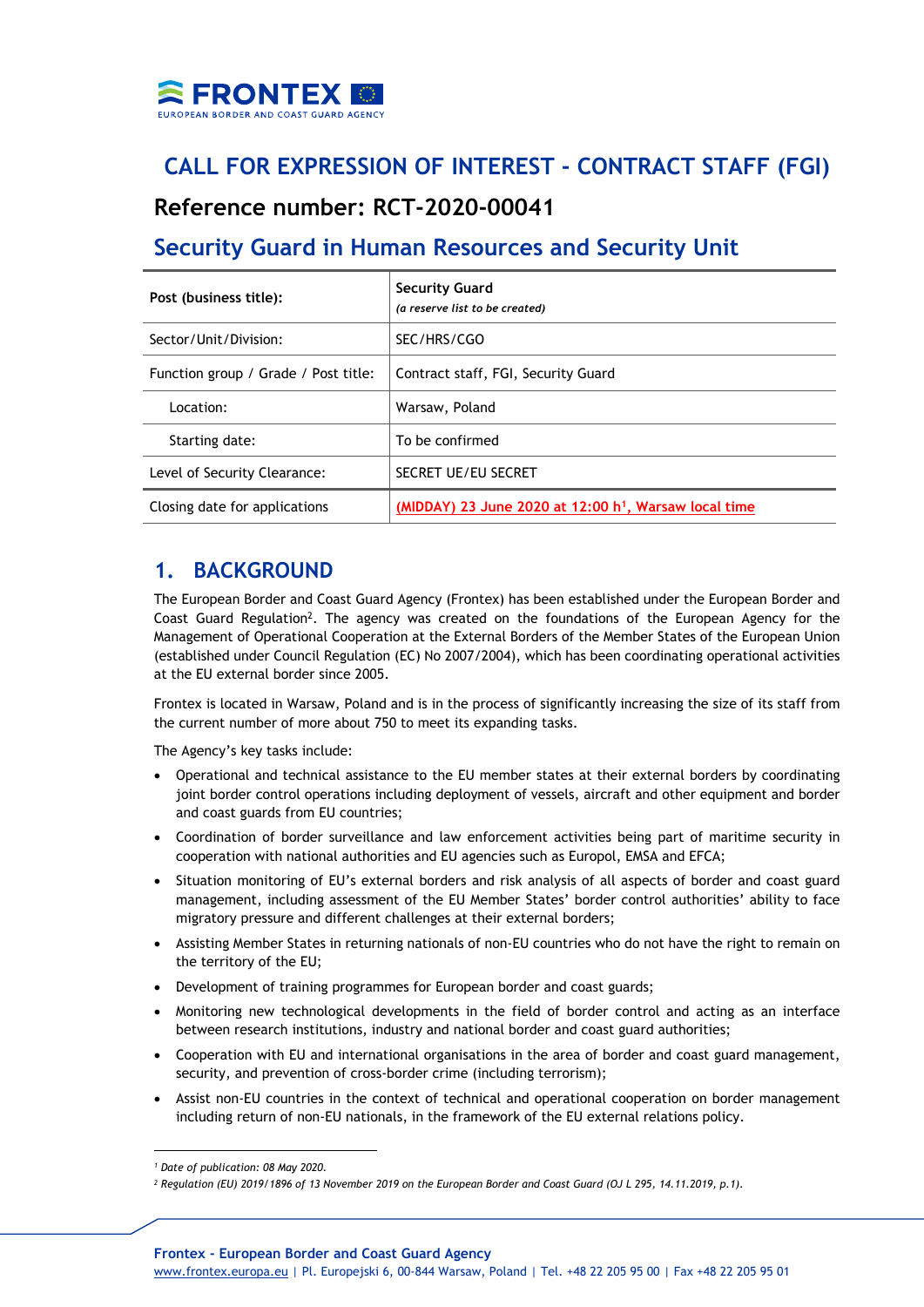FRONTEX
EUROPEAN BORDER AND COAST GUARD AGENCY

# CALL FOR EXPRESSION OF INTEREST - CONTRACT STAFF (FGI)

## Reference number: RCT-2020-00041

## Security Guard in Human Resources and Security Unit

| Post (business title): | **Security Guard** *(a reserve list to be created)* |
|---|---|
| Sector/Unit/Division: | SEC/HRS/CGO |
| Function group / Grade / Post title: | Contract staff, FGI, Security Guard |
| Location: | Warsaw, Poland |
| Starting date: | To be confirmed |
| Level of Security Clearance: | SECRET UE/EU SECRET |
| Closing date for applications | (MIDDAY) 23 June 2020 at 12:00 h[1], Warsaw local time |

## 1. BACKGROUND

The European Border and Coast Guard Agency (Frontex) has been established under the European Border and Coast Guard Regulation[2]. The agency was created on the foundations of the European Agency for the Management of Operational Cooperation at the External Borders of the Member States of the European Union (established under Council Regulation (EC) No 2007/2004), which has been coordinating operational activities at the EU external border since 2005.

Frontex is located in Warsaw, Poland and is in the process of significantly increasing the size of its staff from the current number of more about 750 to meet its expanding tasks.

The Agency's key tasks include:

- Operational and technical assistance to the EU member states at their external borders by coordinating joint border control operations including deployment of vessels, aircraft and other equipment and border and coast guards from EU countries;
- Coordination of border surveillance and law enforcement activities being part of maritime security in cooperation with national authorities and EU agencies such as Europol, EMSA and EFCA;
- Situation monitoring of EU's external borders and risk analysis of all aspects of border and coast guard management, including assessment of the EU Member States' border control authorities' ability to face migratory pressure and different challenges at their external borders;
- Assisting Member States in returning nationals of non-EU countries who do not have the right to remain on the territory of the EU;
- Development of training programmes for European border and coast guards;
- Monitoring new technological developments in the field of border control and acting as an interface between research institutions, industry and national border and coast guard authorities;
- Cooperation with EU and international organisations in the area of border and coast guard management, security, and prevention of cross-border crime (including terrorism);
- Assist non-EU countries in the context of technical and operational cooperation on border management including return of non-EU nationals, in the framework of the EU external relations policy.

[1] *Date of publication: 08 May 2020.*

[2] *Regulation (EU) 2019/1896 of 13 November 2019 on the European Border and Coast Guard (OJ L 295, 14.11.2019, p.1).*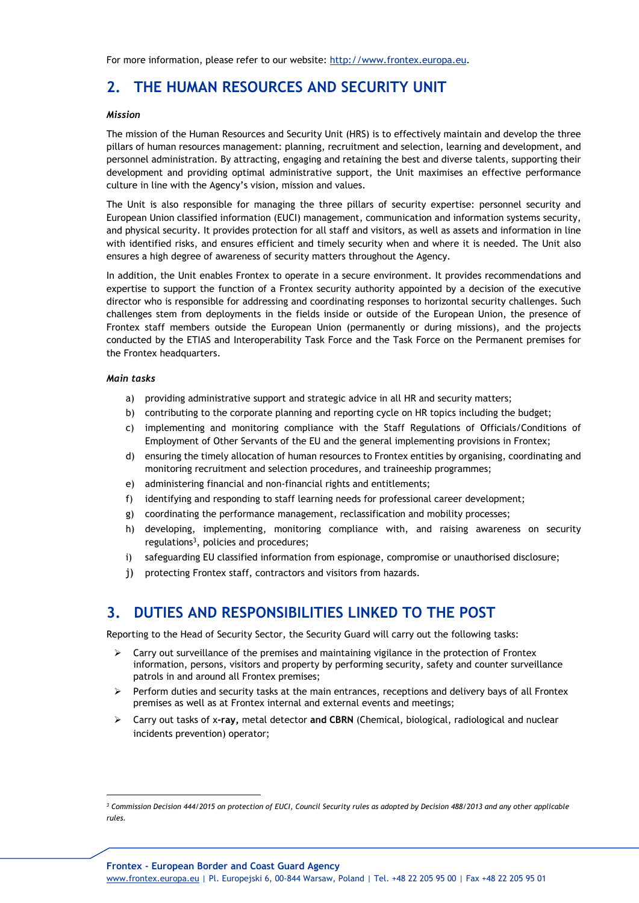For more information, please refer to our website: http://www.frontex.europa.eu.

## 2. THE HUMAN RESOURCES AND SECURITY UNIT

***Mission***

The mission of the Human Resources and Security Unit (HRS) is to effectively maintain and develop the three pillars of human resources management: planning, recruitment and selection, learning and development, and personnel administration. By attracting, engaging and retaining the best and diverse talents, supporting their development and providing optimal administrative support, the Unit maximises an effective performance culture in line with the Agency's vision, mission and values.

The Unit is also responsible for managing the three pillars of security expertise: personnel security and European Union classified information (EUCI) management, communication and information systems security, and physical security. It provides protection for all staff and visitors, as well as assets and information in line with identified risks, and ensures efficient and timely security when and where it is needed. The Unit also ensures a high degree of awareness of security matters throughout the Agency.

In addition, the Unit enables Frontex to operate in a secure environment. It provides recommendations and expertise to support the function of a Frontex security authority appointed by a decision of the executive director who is responsible for addressing and coordinating responses to horizontal security challenges. Such challenges stem from deployments in the fields inside or outside of the European Union, the presence of Frontex staff members outside the European Union (permanently or during missions), and the projects conducted by the ETIAS and Interoperability Task Force and the Task Force on the Permanent premises for the Frontex headquarters.

***Main tasks***

a) providing administrative support and strategic advice in all HR and security matters;
b) contributing to the corporate planning and reporting cycle on HR topics including the budget;
c) implementing and monitoring compliance with the Staff Regulations of Officials/Conditions of Employment of Other Servants of the EU and the general implementing provisions in Frontex;
d) ensuring the timely allocation of human resources to Frontex entities by organising, coordinating and monitoring recruitment and selection procedures, and traineeship programmes;
e) administering financial and non-financial rights and entitlements;
f) identifying and responding to staff learning needs for professional career development;
g) coordinating the performance management, reclassification and mobility processes;
h) developing, implementing, monitoring compliance with, and raising awareness on security regulations[3], policies and procedures;
i) safeguarding EU classified information from espionage, compromise or unauthorised disclosure;
j) protecting Frontex staff, contractors and visitors from hazards.

## 3. DUTIES AND RESPONSIBILITIES LINKED TO THE POST

Reporting to the Head of Security Sector, the Security Guard will carry out the following tasks:

- Carry out surveillance of the premises and maintaining vigilance in the protection of Frontex information, persons, visitors and property by performing security, safety and counter surveillance patrols in and around all Frontex premises;
- Perform duties and security tasks at the main entrances, receptions and delivery bays of all Frontex premises as well as at Frontex internal and external events and meetings;
- Carry out tasks of x**-ray,** metal detector **and CBRN** (Chemical, biological, radiological and nuclear incidents prevention) operator;

[3] *Commission Decision 444/2015 on protection of EUCI, Council Security rules as adopted by Decision 488/2013 and any other applicable rules.*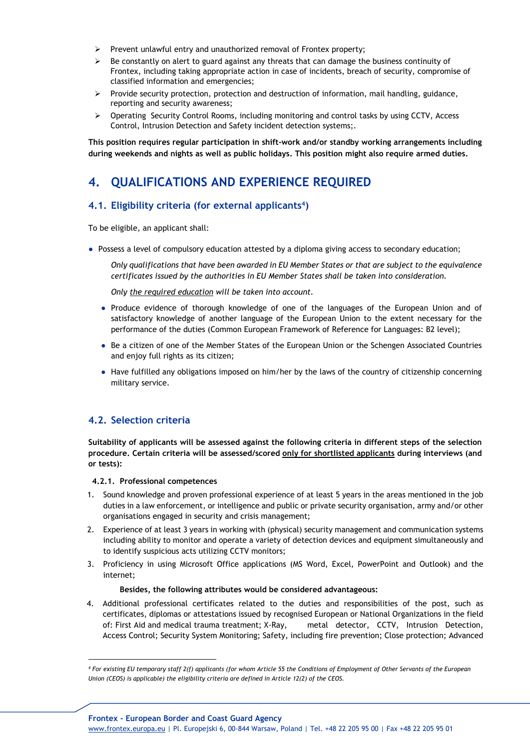- Prevent unlawful entry and unauthorized removal of Frontex property;
- Be constantly on alert to guard against any threats that can damage the business continuity of Frontex, including taking appropriate action in case of incidents, breach of security, compromise of classified information and emergencies;
- Provide security protection, protection and destruction of information, mail handling, guidance, reporting and security awareness;
- Operating Security Control Rooms, including monitoring and control tasks by using CCTV, Access Control, Intrusion Detection and Safety incident detection systems;.

**This position requires regular participation in shift-work and/or standby working arrangements including during weekends and nights as well as public holidays. This position might also require armed duties.**

## 4. QUALIFICATIONS AND EXPERIENCE REQUIRED

### 4.1. Eligibility criteria (for external applicants[4])

To be eligible, an applicant shall:

- Possess a level of compulsory education attested by a diploma giving access to secondary education;

  *Only qualifications that have been awarded in EU Member States or that are subject to the equivalence certificates issued by the authorities in EU Member States shall be taken into consideration.*

  *Only the required education will be taken into account.*

- Produce evidence of thorough knowledge of one of the languages of the European Union and of satisfactory knowledge of another language of the European Union to the extent necessary for the performance of the duties (Common European Framework of Reference for Languages: B2 level);
- Be a citizen of one of the Member States of the European Union or the Schengen Associated Countries and enjoy full rights as its citizen;
- Have fulfilled any obligations imposed on him/her by the laws of the country of citizenship concerning military service.

### 4.2. Selection criteria

**Suitability of applicants will be assessed against the following criteria in different steps of the selection procedure. Certain criteria will be assessed/scored only for shortlisted applicants during interviews (and or tests):**

#### 4.2.1. Professional competences

1. Sound knowledge and proven professional experience of at least 5 years in the areas mentioned in the job duties in a law enforcement, or intelligence and public or private security organisation, army and/or other organisations engaged in security and crisis management;
2. Experience of at least 3 years in working with (physical) security management and communication systems including ability to monitor and operate a variety of detection devices and equipment simultaneously and to identify suspicious acts utilizing CCTV monitors;
3. Proficiency in using Microsoft Office applications (MS Word, Excel, PowerPoint and Outlook) and the internet;

**Besides, the following attributes would be considered advantageous:**

4. Additional professional certificates related to the duties and responsibilities of the post, such as certificates, diplomas or attestations issued by recognised European or National Organizations in the field of: First Aid and medical trauma treatment; X-Ray, metal detector, CCTV, Intrusion Detection, Access Control; Security System Monitoring; Safety, including fire prevention; Close protection; Advanced

---

[4] *For existing EU temporary staff 2(f) applicants (for whom Article 55 the Conditions of Employment of Other Servants of the European Union (CEOS) is applicable) the eligibility criteria are defined in Article 12(2) of the CEOS.*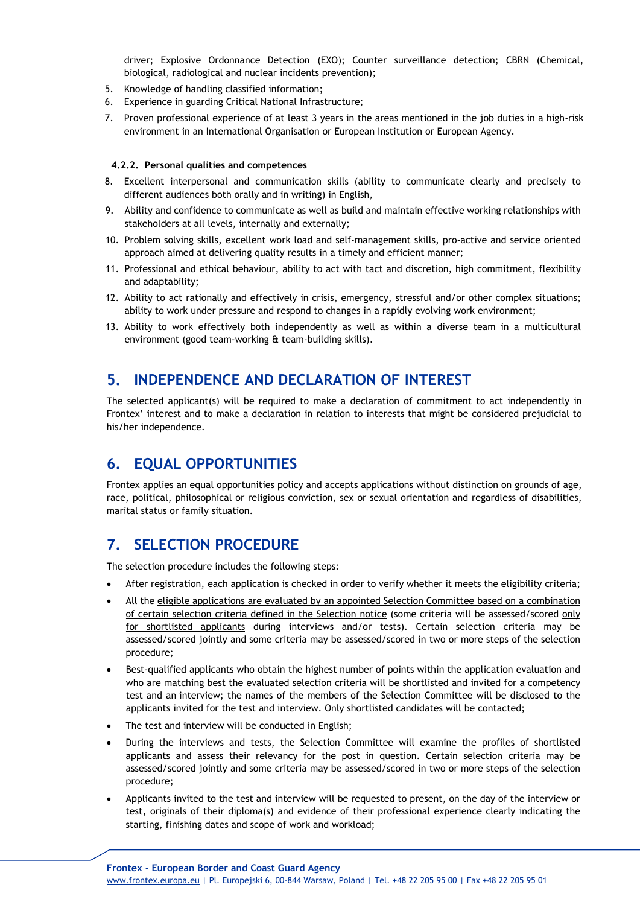driver; Explosive Ordonnance Detection (EXO); Counter surveillance detection; CBRN (Chemical, biological, radiological and nuclear incidents prevention);

5. Knowledge of handling classified information;
6. Experience in guarding Critical National Infrastructure;
7. Proven professional experience of at least 3 years in the areas mentioned in the job duties in a high-risk environment in an International Organisation or European Institution or European Agency.

#### 4.2.2. Personal qualities and competences

8. Excellent interpersonal and communication skills (ability to communicate clearly and precisely to different audiences both orally and in writing) in English,
9. Ability and confidence to communicate as well as build and maintain effective working relationships with stakeholders at all levels, internally and externally;
10. Problem solving skills, excellent work load and self-management skills, pro-active and service oriented approach aimed at delivering quality results in a timely and efficient manner;
11. Professional and ethical behaviour, ability to act with tact and discretion, high commitment, flexibility and adaptability;
12. Ability to act rationally and effectively in crisis, emergency, stressful and/or other complex situations; ability to work under pressure and respond to changes in a rapidly evolving work environment;
13. Ability to work effectively both independently as well as within a diverse team in a multicultural environment (good team-working & team-building skills).

## 5. INDEPENDENCE AND DECLARATION OF INTEREST

The selected applicant(s) will be required to make a declaration of commitment to act independently in Frontex' interest and to make a declaration in relation to interests that might be considered prejudicial to his/her independence.

## 6. EQUAL OPPORTUNITIES

Frontex applies an equal opportunities policy and accepts applications without distinction on grounds of age, race, political, philosophical or religious conviction, sex or sexual orientation and regardless of disabilities, marital status or family situation.

## 7. SELECTION PROCEDURE

The selection procedure includes the following steps:

- After registration, each application is checked in order to verify whether it meets the eligibility criteria;
- All the eligible applications are evaluated by an appointed Selection Committee based on a combination of certain selection criteria defined in the Selection notice (some criteria will be assessed/scored only for shortlisted applicants during interviews and/or tests). Certain selection criteria may be assessed/scored jointly and some criteria may be assessed/scored in two or more steps of the selection procedure;
- Best-qualified applicants who obtain the highest number of points within the application evaluation and who are matching best the evaluated selection criteria will be shortlisted and invited for a competency test and an interview; the names of the members of the Selection Committee will be disclosed to the applicants invited for the test and interview. Only shortlisted candidates will be contacted;
- The test and interview will be conducted in English;
- During the interviews and tests, the Selection Committee will examine the profiles of shortlisted applicants and assess their relevancy for the post in question. Certain selection criteria may be assessed/scored jointly and some criteria may be assessed/scored in two or more steps of the selection procedure;
- Applicants invited to the test and interview will be requested to present, on the day of the interview or test, originals of their diploma(s) and evidence of their professional experience clearly indicating the starting, finishing dates and scope of work and workload;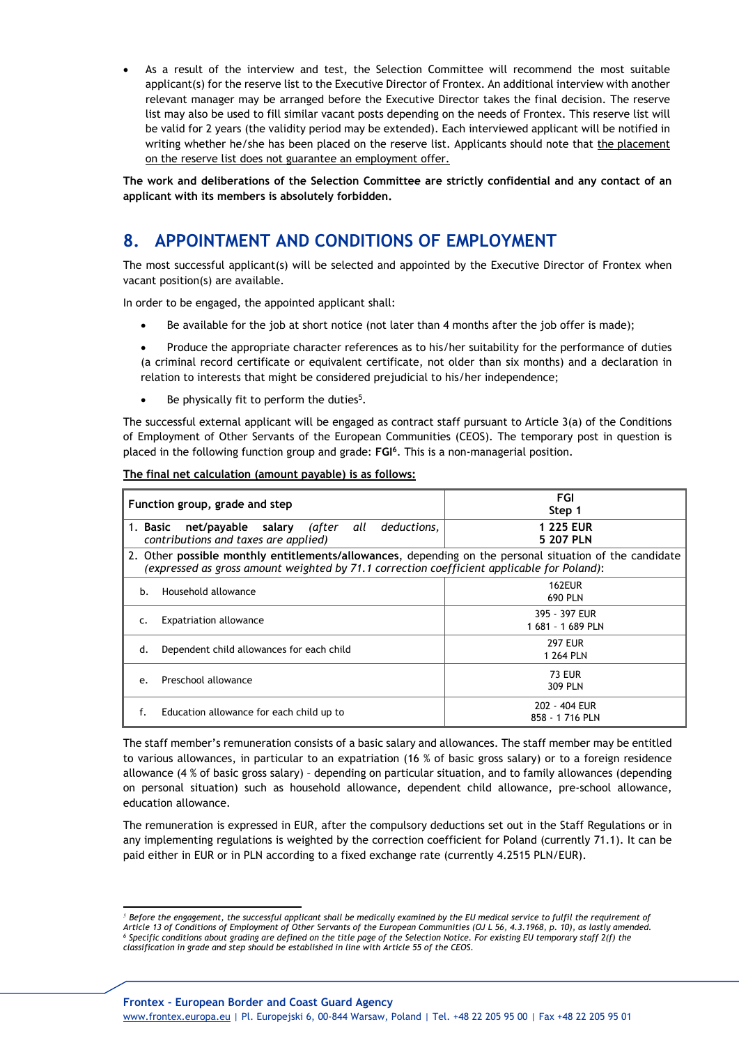- As a result of the interview and test, the Selection Committee will recommend the most suitable applicant(s) for the reserve list to the Executive Director of Frontex. An additional interview with another relevant manager may be arranged before the Executive Director takes the final decision. The reserve list may also be used to fill similar vacant posts depending on the needs of Frontex. This reserve list will be valid for 2 years (the validity period may be extended). Each interviewed applicant will be notified in writing whether he/she has been placed on the reserve list. Applicants should note that the placement on the reserve list does not guarantee an employment offer.

**The work and deliberations of the Selection Committee are strictly confidential and any contact of an applicant with its members is absolutely forbidden.**

## 8. APPOINTMENT AND CONDITIONS OF EMPLOYMENT

The most successful applicant(s) will be selected and appointed by the Executive Director of Frontex when vacant position(s) are available.

In order to be engaged, the appointed applicant shall:

- Be available for the job at short notice (not later than 4 months after the job offer is made);
- Produce the appropriate character references as to his/her suitability for the performance of duties (a criminal record certificate or equivalent certificate, not older than six months) and a declaration in relation to interests that might be considered prejudicial to his/her independence;
- Be physically fit to perform the duties[5].

The successful external applicant will be engaged as contract staff pursuant to Article 3(a) of the Conditions of Employment of Other Servants of the European Communities (CEOS). The temporary post in question is placed in the following function group and grade: **FGI**[6]. This is a non-managerial position.

**The final net calculation (amount payable) is as follows:**

| Function group, grade and step | FGI Step 1 |
|---|---|
| 1. **Basic net/payable salary** *(after all deductions, contributions and taxes are applied)* | **1 225 EUR** **5 207 PLN** |
| 2. Other **possible monthly entitlements/allowances**, depending on the personal situation of the candidate *(expressed as gross amount weighted by 71.1 correction coefficient applicable for Poland)*: | |
| b. Household allowance | 162EUR 690 PLN |
| c. Expatriation allowance | 395 - 397 EUR 1 681 – 1 689 PLN |
| d. Dependent child allowances for each child | 297 EUR 1 264 PLN |
| e. Preschool allowance | 73 EUR 309 PLN |
| f. Education allowance for each child up to | 202 - 404 EUR 858 - 1 716 PLN |

The staff member's remuneration consists of a basic salary and allowances. The staff member may be entitled to various allowances, in particular to an expatriation (16 % of basic gross salary) or to a foreign residence allowance (4 % of basic gross salary) – depending on particular situation, and to family allowances (depending on personal situation) such as household allowance, dependent child allowance, pre-school allowance, education allowance.

The remuneration is expressed in EUR, after the compulsory deductions set out in the Staff Regulations or in any implementing regulations is weighted by the correction coefficient for Poland (currently 71.1). It can be paid either in EUR or in PLN according to a fixed exchange rate (currently 4.2515 PLN/EUR).

---

[5] *Before the engagement, the successful applicant shall be medically examined by the EU medical service to fulfil the requirement of Article 13 of Conditions of Employment of Other Servants of the European Communities (OJ L 56, 4.3.1968, p. 10), as lastly amended.*
[6] *Specific conditions about grading are defined on the title page of the Selection Notice. For existing EU temporary staff 2(f) the classification in grade and step should be established in line with Article 55 of the CEOS.*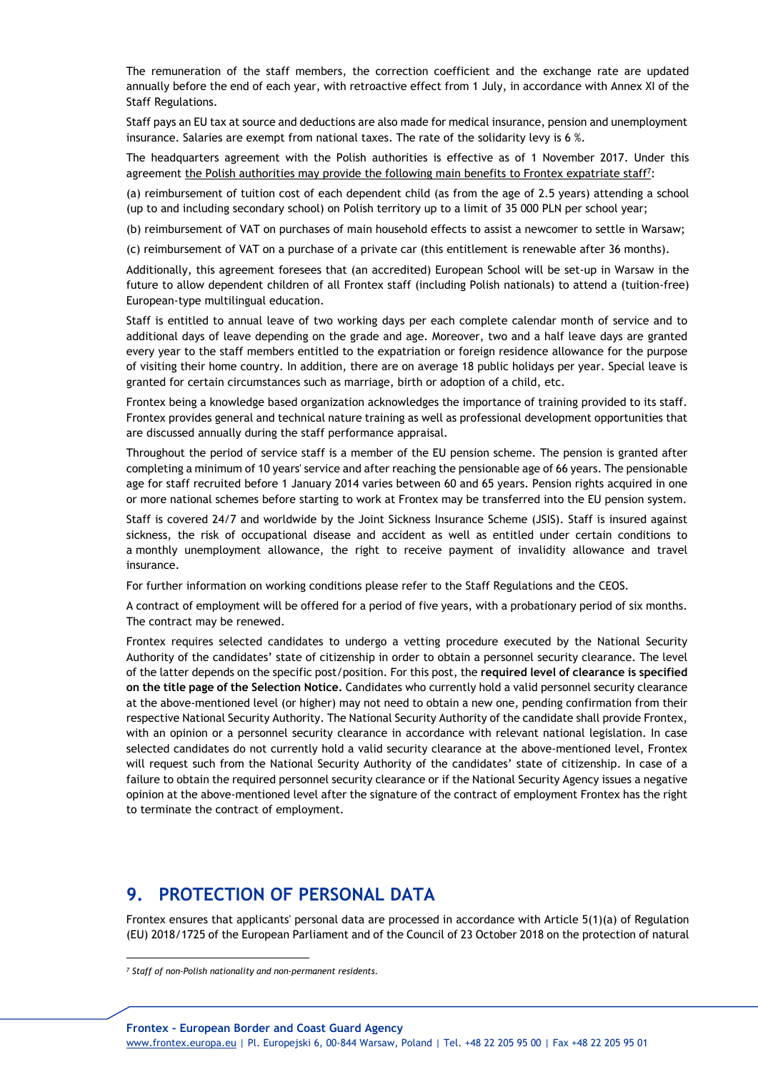The remuneration of the staff members, the correction coefficient and the exchange rate are updated annually before the end of each year, with retroactive effect from 1 July, in accordance with Annex XI of the Staff Regulations.

Staff pays an EU tax at source and deductions are also made for medical insurance, pension and unemployment insurance. Salaries are exempt from national taxes. The rate of the solidarity levy is 6 %.

The headquarters agreement with the Polish authorities is effective as of 1 November 2017. Under this agreement the Polish authorities may provide the following main benefits to Frontex expatriate staff[7]:

(a) reimbursement of tuition cost of each dependent child (as from the age of 2.5 years) attending a school (up to and including secondary school) on Polish territory up to a limit of 35 000 PLN per school year;

(b) reimbursement of VAT on purchases of main household effects to assist a newcomer to settle in Warsaw;

(c) reimbursement of VAT on a purchase of a private car (this entitlement is renewable after 36 months).

Additionally, this agreement foresees that (an accredited) European School will be set-up in Warsaw in the future to allow dependent children of all Frontex staff (including Polish nationals) to attend a (tuition-free) European-type multilingual education.

Staff is entitled to annual leave of two working days per each complete calendar month of service and to additional days of leave depending on the grade and age. Moreover, two and a half leave days are granted every year to the staff members entitled to the expatriation or foreign residence allowance for the purpose of visiting their home country. In addition, there are on average 18 public holidays per year. Special leave is granted for certain circumstances such as marriage, birth or adoption of a child, etc.

Frontex being a knowledge based organization acknowledges the importance of training provided to its staff. Frontex provides general and technical nature training as well as professional development opportunities that are discussed annually during the staff performance appraisal.

Throughout the period of service staff is a member of the EU pension scheme. The pension is granted after completing a minimum of 10 years' service and after reaching the pensionable age of 66 years. The pensionable age for staff recruited before 1 January 2014 varies between 60 and 65 years. Pension rights acquired in one or more national schemes before starting to work at Frontex may be transferred into the EU pension system.

Staff is covered 24/7 and worldwide by the Joint Sickness Insurance Scheme (JSIS). Staff is insured against sickness, the risk of occupational disease and accident as well as entitled under certain conditions to a monthly unemployment allowance, the right to receive payment of invalidity allowance and travel insurance.

For further information on working conditions please refer to the Staff Regulations and the CEOS.

A contract of employment will be offered for a period of five years, with a probationary period of six months. The contract may be renewed.

Frontex requires selected candidates to undergo a vetting procedure executed by the National Security Authority of the candidates' state of citizenship in order to obtain a personnel security clearance. The level of the latter depends on the specific post/position. For this post, the **required level of clearance is specified on the title page of the Selection Notice.** Candidates who currently hold a valid personnel security clearance at the above-mentioned level (or higher) may not need to obtain a new one, pending confirmation from their respective National Security Authority. The National Security Authority of the candidate shall provide Frontex, with an opinion or a personnel security clearance in accordance with relevant national legislation. In case selected candidates do not currently hold a valid security clearance at the above-mentioned level, Frontex will request such from the National Security Authority of the candidates' state of citizenship. In case of a failure to obtain the required personnel security clearance or if the National Security Agency issues a negative opinion at the above-mentioned level after the signature of the contract of employment Frontex has the right to terminate the contract of employment.

## 9. PROTECTION OF PERSONAL DATA

Frontex ensures that applicants' personal data are processed in accordance with Article 5(1)(a) of Regulation (EU) 2018/1725 of the European Parliament and of the Council of 23 October 2018 on the protection of natural

[7] *Staff of non-Polish nationality and non-permanent residents.*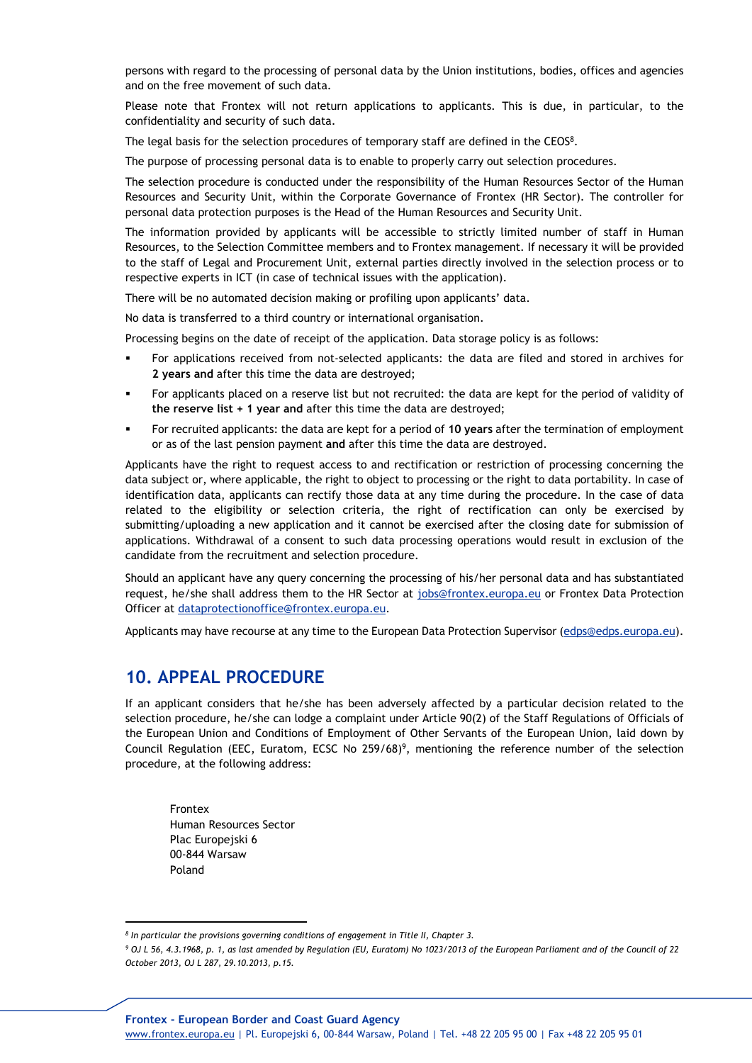persons with regard to the processing of personal data by the Union institutions, bodies, offices and agencies and on the free movement of such data.

Please note that Frontex will not return applications to applicants. This is due, in particular, to the confidentiality and security of such data.

The legal basis for the selection procedures of temporary staff are defined in the CEOS[8].

The purpose of processing personal data is to enable to properly carry out selection procedures.

The selection procedure is conducted under the responsibility of the Human Resources Sector of the Human Resources and Security Unit, within the Corporate Governance of Frontex (HR Sector). The controller for personal data protection purposes is the Head of the Human Resources and Security Unit.

The information provided by applicants will be accessible to strictly limited number of staff in Human Resources, to the Selection Committee members and to Frontex management. If necessary it will be provided to the staff of Legal and Procurement Unit, external parties directly involved in the selection process or to respective experts in ICT (in case of technical issues with the application).

There will be no automated decision making or profiling upon applicants' data.

No data is transferred to a third country or international organisation.

Processing begins on the date of receipt of the application. Data storage policy is as follows:

- For applications received from not-selected applicants: the data are filed and stored in archives for **2 years and** after this time the data are destroyed;
- For applicants placed on a reserve list but not recruited: the data are kept for the period of validity of **the reserve list + 1 year and** after this time the data are destroyed;
- For recruited applicants: the data are kept for a period of **10 years** after the termination of employment or as of the last pension payment **and** after this time the data are destroyed.

Applicants have the right to request access to and rectification or restriction of processing concerning the data subject or, where applicable, the right to object to processing or the right to data portability. In case of identification data, applicants can rectify those data at any time during the procedure. In the case of data related to the eligibility or selection criteria, the right of rectification can only be exercised by submitting/uploading a new application and it cannot be exercised after the closing date for submission of applications. Withdrawal of a consent to such data processing operations would result in exclusion of the candidate from the recruitment and selection procedure.

Should an applicant have any query concerning the processing of his/her personal data and has substantiated request, he/she shall address them to the HR Sector at jobs@frontex.europa.eu or Frontex Data Protection Officer at dataprotectionoffice@frontex.europa.eu.

Applicants may have recourse at any time to the European Data Protection Supervisor (edps@edps.europa.eu).

## 10. APPEAL PROCEDURE

If an applicant considers that he/she has been adversely affected by a particular decision related to the selection procedure, he/she can lodge a complaint under Article 90(2) of the Staff Regulations of Officials of the European Union and Conditions of Employment of Other Servants of the European Union, laid down by Council Regulation (EEC, Euratom, ECSC No 259/68)[9], mentioning the reference number of the selection procedure, at the following address:

Frontex  
Human Resources Sector  
Plac Europejski 6  
00-844 Warsaw  
Poland

---

[8] *In particular the provisions governing conditions of engagement in Title II, Chapter 3.*

[9] *OJ L 56, 4.3.1968, p. 1, as last amended by Regulation (EU, Euratom) No 1023/2013 of the European Parliament and of the Council of 22 October 2013, OJ L 287, 29.10.2013, p.15.*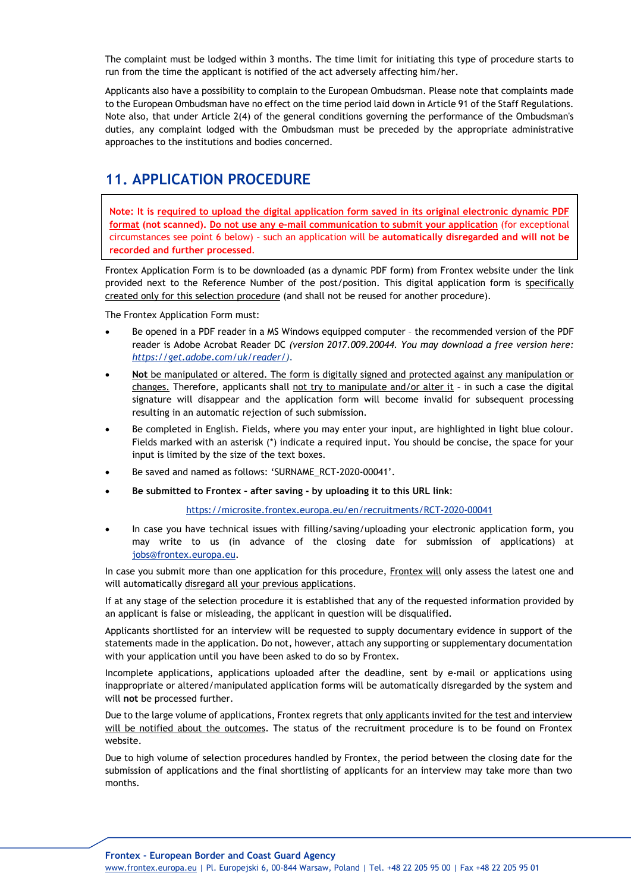The complaint must be lodged within 3 months. The time limit for initiating this type of procedure starts to run from the time the applicant is notified of the act adversely affecting him/her.

Applicants also have a possibility to complain to the European Ombudsman. Please note that complaints made to the European Ombudsman have no effect on the time period laid down in Article 91 of the Staff Regulations. Note also, that under Article 2(4) of the general conditions governing the performance of the Ombudsman's duties, any complaint lodged with the Ombudsman must be preceded by the appropriate administrative approaches to the institutions and bodies concerned.

## 11. APPLICATION PROCEDURE

**Note: It is required to upload the digital application form saved in its original electronic dynamic PDF format (not scanned). Do not use any e-mail communication to submit your application** (for exceptional circumstances see point 6 below) – such an application will be **automatically disregarded and will not be recorded and further processed.**

Frontex Application Form is to be downloaded (as a dynamic PDF form) from Frontex website under the link provided next to the Reference Number of the post/position. This digital application form is specifically created only for this selection procedure (and shall not be reused for another procedure).

The Frontex Application Form must:

- Be opened in a PDF reader in a MS Windows equipped computer – the recommended version of the PDF reader is Adobe Acrobat Reader DC *(version 2017.009.20044. You may download a free version here: https://get.adobe.com/uk/reader/).*
- **Not** be manipulated or altered. The form is digitally signed and protected against any manipulation or changes. Therefore, applicants shall not try to manipulate and/or alter it – in such a case the digital signature will disappear and the application form will become invalid for subsequent processing resulting in an automatic rejection of such submission.
- Be completed in English. Fields, where you may enter your input, are highlighted in light blue colour. Fields marked with an asterisk (*) indicate a required input. You should be concise, the space for your input is limited by the size of the text boxes.
- Be saved and named as follows: 'SURNAME_RCT-2020-00041'.
- **Be submitted to Frontex – after saving - by uploading it to this URL link**:

  https://microsite.frontex.europa.eu/en/recruitments/RCT-2020-00041
- In case you have technical issues with filling/saving/uploading your electronic application form, you may write to us (in advance of the closing date for submission of applications) at jobs@frontex.europa.eu.

In case you submit more than one application for this procedure, Frontex will only assess the latest one and will automatically disregard all your previous applications.

If at any stage of the selection procedure it is established that any of the requested information provided by an applicant is false or misleading, the applicant in question will be disqualified.

Applicants shortlisted for an interview will be requested to supply documentary evidence in support of the statements made in the application. Do not, however, attach any supporting or supplementary documentation with your application until you have been asked to do so by Frontex.

Incomplete applications, applications uploaded after the deadline, sent by e-mail or applications using inappropriate or altered/manipulated application forms will be automatically disregarded by the system and will **not** be processed further.

Due to the large volume of applications, Frontex regrets that only applicants invited for the test and interview will be notified about the outcomes. The status of the recruitment procedure is to be found on Frontex website.

Due to high volume of selection procedures handled by Frontex, the period between the closing date for the submission of applications and the final shortlisting of applicants for an interview may take more than two months.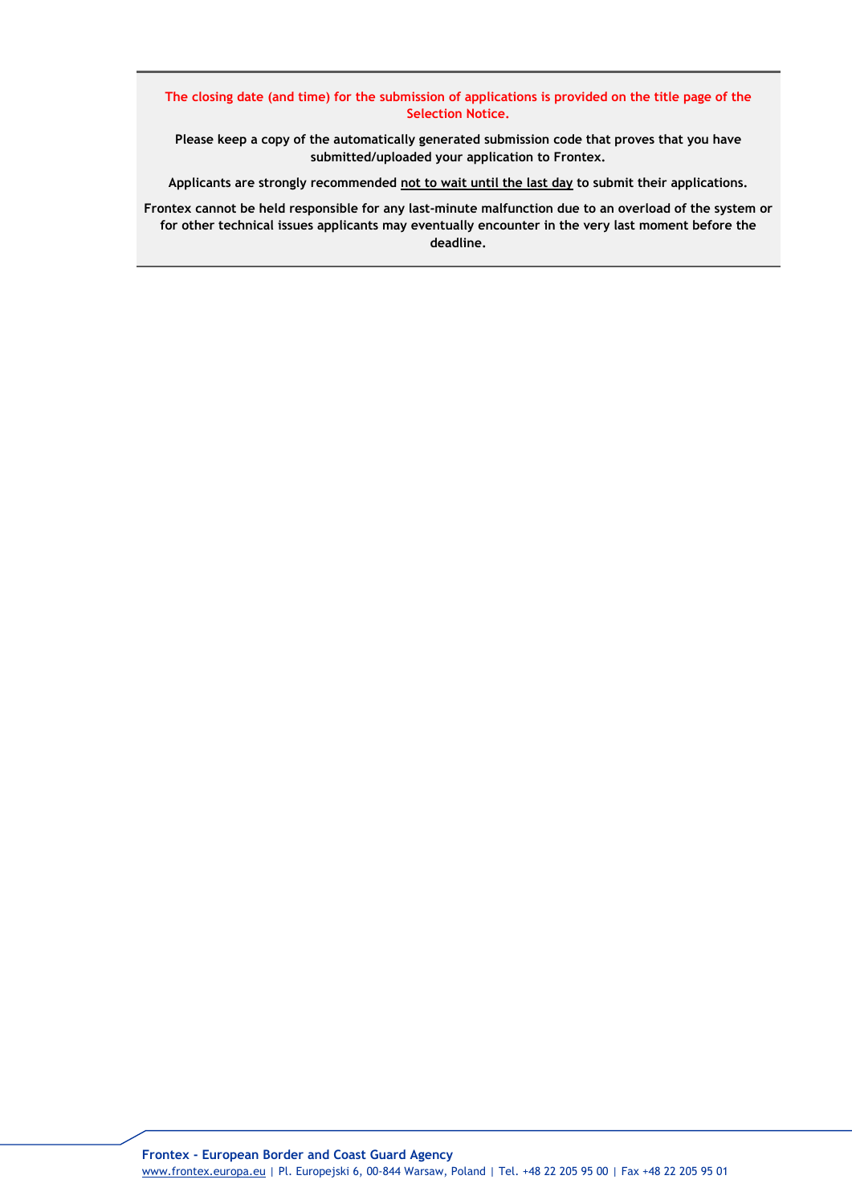**The closing date (and time) for the submission of applications is provided on the title page of the Selection Notice.**

**Please keep a copy of the automatically generated submission code that proves that you have submitted/uploaded your application to Frontex.**

**Applicants are strongly recommended not to wait until the last day to submit their applications.**

**Frontex cannot be held responsible for any last-minute malfunction due to an overload of the system or for other technical issues applicants may eventually encounter in the very last moment before the deadline.**